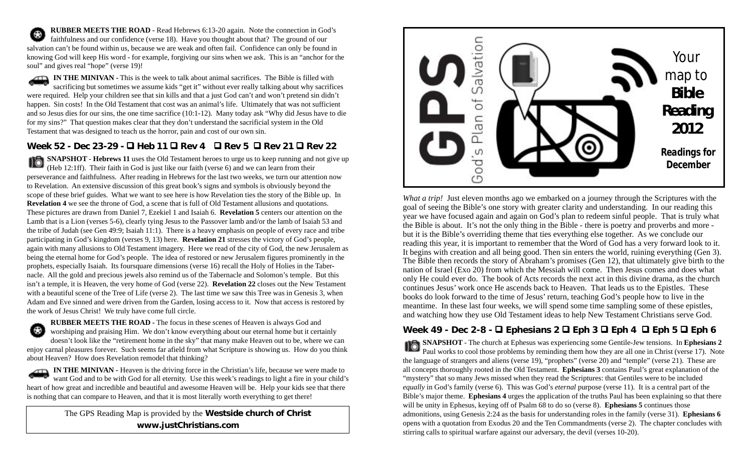**RUBBER MEETS THE ROAD** - Read Hebrews 6:13-20 again. Note the connection in God's faithfulness and our confidence (verse 18). Have you thought about that? The ground of our salvation can't be found within us, because we are weak and often fail. Confidence can only be found in knowing God will keep His word - for example, forgiving our sins when we ask. This is an "anchor for the soul" and gives real "hope" (verse 19)!

**IN THE MINIVAN** - This is the week to talk about animal sacrifices. The Bible is filled with sacrificing but sometimes we assume kids "get it" without ever really talking about why sacrifices were required. Help your children see that sin kills and that a just God can't and won't pretend sin didn't happen. Sin costs! In the Old Testament that cost was an animal's life. Ultimately that was not sufficient and so Jesus dies for our sins, the one time sacrifice (10:1-12). Many today ask "Why did Jesus have to die for my sins?" That question makes clear that they don't understand the sacrificial system in the Old Testament that was designed to teach us the horror, pain and cost of our own sin.

## Week 52 - Dec 23-29 - ❑ Heb 11 ❑ Rev 4 ❑ Rev 5 ❑ Rev 21 ❑ Rev 22

**SNAPSHOT** - **Hebrews 11** uses the Old Testament heroes to urge us to keep running and not give up (Heb 12:1ff). Their faith in God is just like our faith (verse 6) and we can learn from their perseverance and faithfulness. After reading in Hebrews for the last two weeks, we turn our attention now to Revelation. An extensive discussion of this great book's signs and symbols is obviously beyond the scope of these brief guides. What we want to see here is how Revelation ties the story of the Bible up. In **Revelation 4** we see the throne of God, a scene that is full of Old Testament allusions and quotations. These pictures are drawn from Daniel 7, Ezekiel 1 and Isaiah 6. **Revelation 5** centers our attention on the Lamb that is a Lion (verses 5-6), clearly tying Jesus to the Passover lamb and/or the lamb of Isaiah 53 and the tribe of Judah (see Gen 49:9; Isaiah 11:1). There is a heavy emphasis on people of every race and tribe participating in God's kingdom (verses 9, 13) here. **Revelation 21** stresses the victory of God's people, again with many allusions to Old Testament imagery. Here we read of the city of God, the new Jerusalem as being the eternal home for God's people. The idea of restored or new Jerusalem figures prominently in the prophets, especially Isaiah. Its foursquare dimensions (verse 16) recall the Holy of Holies in the Tabernacle. All the gold and precious jewels also remind us of the Tabernacle and Solomon's temple. But this isn't a temple, it is Heaven, the very home of God (verse 22). **Revelation 22** closes out the New Testament with a beautiful scene of the Tree of Life (verse 2). The last time we saw this Tree was in Genesis 3, when Adam and Eve sinned and were driven from the Garden, losing access to it. Now that access is restored by the work of Jesus Christ! We truly have come full circle.

**RUBBER MEETS THE ROAD** - The focus in these scenes of Heaven is always God and worshiping and praising Him. We don't know everything about our eternal home but it certainly doesn't look like the "retirement home in the sky" that many make Heaven out to be, where we can enjoy carnal pleasures forever. Such seems far afield from what Scripture is showing us. How do you think about Heaven? How does Revelation remodel that thinking?

**IN THE MINIVAN** - Heaven is the driving force in the Christian's life, because we were made to want God and to be with God for all eternity. Use this week's readings to light a fire in your child's heart of how great and incredible and beautiful and awesome Heaven will be. Help your kids see that there is nothing that can compare to Heaven, and that it is most literally worth everything to get there!

The GPS Reading Map is provided by the **Westside church of Christ**
**www.justChristians.com**

# GPS — God's Plan of Salvation

Your map to **Bible Reading 2012**

**Readings for December**

*What a trip!* Just eleven months ago we embarked on a journey through the Scriptures with the goal of seeing the Bible's one story with greater clarity and understanding. In our reading this year we have focused again and again on God's plan to redeem sinful people. That is truly what the Bible is about. It's not the only thing in the Bible - there is poetry and proverbs and more - but it is the Bible's overriding theme that ties everything else together. As we conclude our reading this year, it is important to remember that the Word of God has a very forward look to it. It begins with creation and all being good. Then sin enters the world, ruining everything (Gen 3). The Bible then records the story of Abraham's promises (Gen 12), that ultimately give birth to the nation of Israel (Exo 20) from which the Messiah will come. Then Jesus comes and does what only He could ever do. The book of Acts records the next act in this divine drama, as the church continues Jesus' work once He ascends back to Heaven. That leads us to the Epistles. These books do look forward to the time of Jesus' return, teaching God's people how to live in the meantime. In these last four weeks, we will spend some time sampling some of these epistles, and watching how they use Old Testament ideas to help New Testament Christians serve God.

## Week 49 - Dec 2-8 - ❑ Ephesians 2 ❑ Eph 3 ❑ Eph 4 ❑ Eph 5 ❑ Eph 6

**SNAPSHOT** - The church at Ephesus was experiencing some Gentile-Jew tensions. In **Ephesians 2** Paul works to cool those problems by reminding them how they are all one in Christ (verse 17). Note the language of strangers and aliens (verse 19), "prophets" (verse 20) and "temple" (verse 21). These are all concepts thoroughly rooted in the Old Testament. **Ephesians 3** contains Paul's great explanation of the "mystery" that so many Jews missed when they read the Scriptures: that Gentiles were to be included *equally* in God's family (verse 6). This was God's *eternal* purpose (verse 11). It is a central part of the Bible's major theme. **Ephesians 4** urges the application of the truths Paul has been explaining so that there will be unity in Ephesus, keying off of Psalm 68 to do so (verse 8). **Ephesians 5** continues those admonitions, using Genesis 2:24 as the basis for understanding roles in the family (verse 31). **Ephesians 6** opens with a quotation from Exodus 20 and the Ten Commandments (verse 2). The chapter concludes with stirring calls to spiritual warfare against our adversary, the devil (verses 10-20).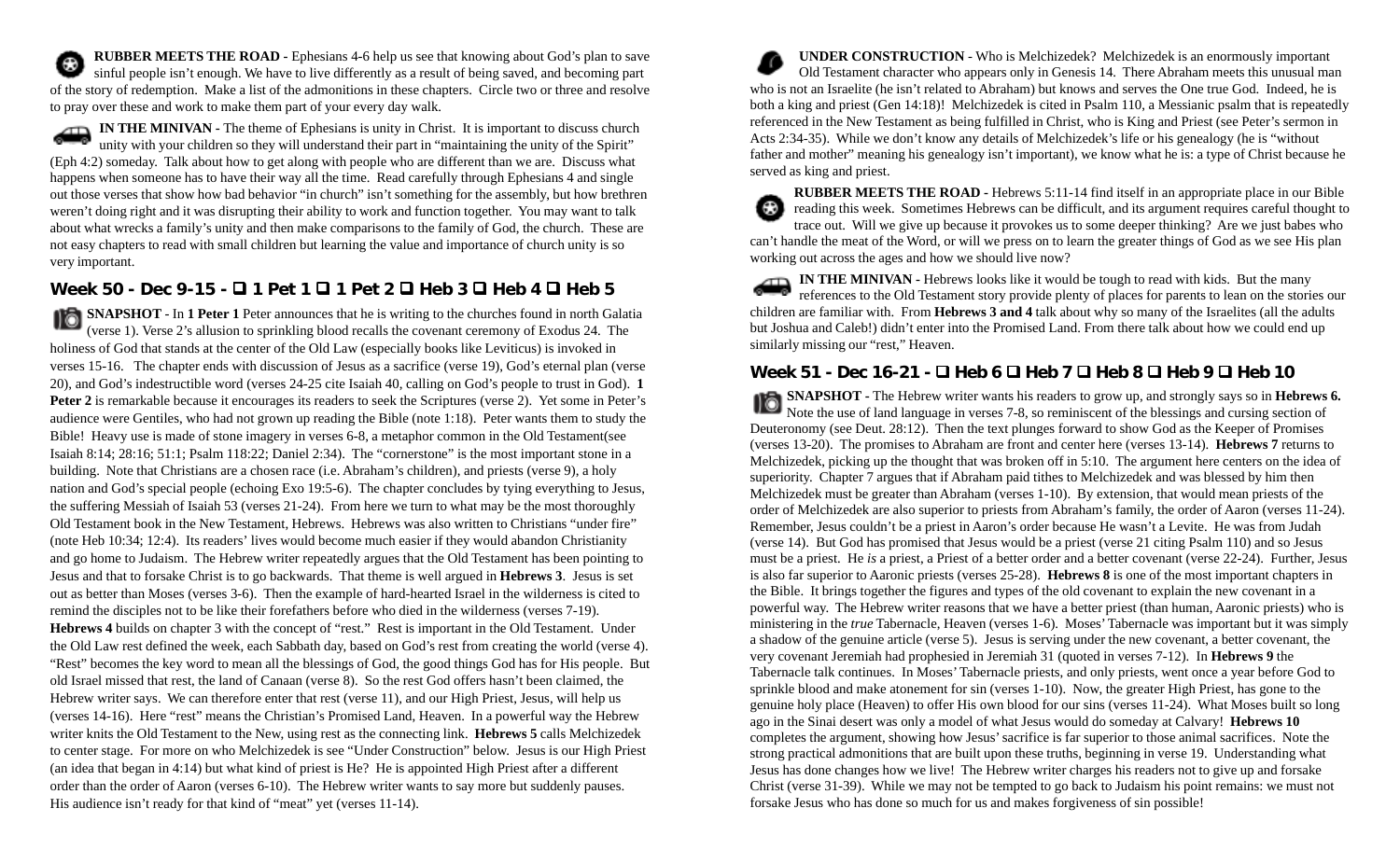**RUBBER MEETS THE ROAD -** Ephesians 4-6 help us see that knowing about God's plan to save sinful people isn't enough. We have to live differently as a result of being saved, and becoming part of the story of redemption. Make a list of the admonitions in these chapters. Circle two or three and resolve to pray over these and work to make them part of your every day walk.

**IN THE MINIVAN -** The theme of Ephesians is unity in Christ. It is important to discuss church unity with your children so they will understand their part in "maintaining the unity of the Spirit" (Eph 4:2) someday. Talk about how to get along with people who are different than we are. Discuss what happens when someone has to have their way all the time. Read carefully through Ephesians 4 and single out those verses that show how bad behavior "in church" isn't something for the assembly, but how brethren weren't doing right and it was disrupting their ability to work and function together. You may want to talk about what wrecks a family's unity and then make comparisons to the family of God, the church. These are not easy chapters to read with small children but learning the value and importance of church unity is so very important.

## Week 50 - Dec 9-15 - ❑ 1 Pet 1 ❑ 1 Pet 2 ❑ Heb 3 ❑ Heb 4 ❑ Heb 5

**SNAPSHOT -** In **1 Peter 1** Peter announces that he is writing to the churches found in north Galatia (verse 1). Verse 2's allusion to sprinkling blood recalls the covenant ceremony of Exodus 24. The holiness of God that stands at the center of the Old Law (especially books like Leviticus) is invoked in verses 15-16. The chapter ends with discussion of Jesus as a sacrifice (verse 19), God's eternal plan (verse 20), and God's indestructible word (verses 24-25 cite Isaiah 40, calling on God's people to trust in God). **1 Peter 2** is remarkable because it encourages its readers to seek the Scriptures (verse 2). Yet some in Peter's audience were Gentiles, who had not grown up reading the Bible (note 1:18). Peter wants them to study the Bible! Heavy use is made of stone imagery in verses 6-8, a metaphor common in the Old Testament(see Isaiah 8:14; 28:16; 51:1; Psalm 118:22; Daniel 2:34). The "cornerstone" is the most important stone in a building. Note that Christians are a chosen race (i.e. Abraham's children), and priests (verse 9), a holy nation and God's special people (echoing Exo 19:5-6). The chapter concludes by tying everything to Jesus, the suffering Messiah of Isaiah 53 (verses 21-24). From here we turn to what may be the most thoroughly Old Testament book in the New Testament, Hebrews. Hebrews was also written to Christians "under fire" (note Heb 10:34; 12:4). Its readers' lives would become much easier if they would abandon Christianity and go home to Judaism. The Hebrew writer repeatedly argues that the Old Testament has been pointing to Jesus and that to forsake Christ is to go backwards. That theme is well argued in **Hebrews 3**. Jesus is set out as better than Moses (verses 3-6). Then the example of hard-hearted Israel in the wilderness is cited to remind the disciples not to be like their forefathers before who died in the wilderness (verses 7-19). **Hebrews 4** builds on chapter 3 with the concept of "rest." Rest is important in the Old Testament. Under the Old Law rest defined the week, each Sabbath day, based on God's rest from creating the world (verse 4). "Rest" becomes the key word to mean all the blessings of God, the good things God has for His people. But old Israel missed that rest, the land of Canaan (verse 8). So the rest God offers hasn't been claimed, the Hebrew writer says. We can therefore enter that rest (verse 11), and our High Priest, Jesus, will help us (verses 14-16). Here "rest" means the Christian's Promised Land, Heaven. In a powerful way the Hebrew writer knits the Old Testament to the New, using rest as the connecting link. **Hebrews 5** calls Melchizedek to center stage. For more on who Melchizedek is see "Under Construction" below. Jesus is our High Priest (an idea that began in 4:14) but what kind of priest is He? He is appointed High Priest after a different order than the order of Aaron (verses 6-10). The Hebrew writer wants to say more but suddenly pauses. His audience isn't ready for that kind of "meat" yet (verses 11-14).

**UNDER CONSTRUCTION -** Who is Melchizedek? Melchizedek is an enormously important Old Testament character who appears only in Genesis 14. There Abraham meets this unusual man who is not an Israelite (he isn't related to Abraham) but knows and serves the One true God. Indeed, he is both a king and priest (Gen 14:18)! Melchizedek is cited in Psalm 110, a Messianic psalm that is repeatedly referenced in the New Testament as being fulfilled in Christ, who is King and Priest (see Peter's sermon in Acts 2:34-35). While we don't know any details of Melchizedek's life or his genealogy (he is "without father and mother" meaning his genealogy isn't important), we know what he is: a type of Christ because he served as king and priest.

**RUBBER MEETS THE ROAD -** Hebrews 5:11-14 find itself in an appropriate place in our Bible reading this week. Sometimes Hebrews can be difficult, and its argument requires careful thought to trace out. Will we give up because it provokes us to some deeper thinking? Are we just babes who can't handle the meat of the Word, or will we press on to learn the greater things of God as we see His plan working out across the ages and how we should live now?

**IN THE MINIVAN -** Hebrews looks like it would be tough to read with kids. But the many references to the Old Testament story provide plenty of places for parents to lean on the stories our children are familiar with. From **Hebrews 3 and 4** talk about why so many of the Israelites (all the adults but Joshua and Caleb!) didn't enter into the Promised Land. From there talk about how we could end up similarly missing our "rest," Heaven.

## Week 51 - Dec 16-21 - ❑ Heb 6 ❑ Heb 7 ❑ Heb 8 ❑ Heb 9 ❑ Heb 10

**SNAPSHOT -** The Hebrew writer wants his readers to grow up, and strongly says so in **Hebrews 6.** Note the use of land language in verses 7-8, so reminiscent of the blessings and cursing section of Deuteronomy (see Deut. 28:12). Then the text plunges forward to show God as the Keeper of Promises (verses 13-20). The promises to Abraham are front and center here (verses 13-14). **Hebrews 7** returns to Melchizedek, picking up the thought that was broken off in 5:10. The argument here centers on the idea of superiority. Chapter 7 argues that if Abraham paid tithes to Melchizedek and was blessed by him then Melchizedek must be greater than Abraham (verses 1-10). By extension, that would mean priests of the order of Melchizedek are also superior to priests from Abraham's family, the order of Aaron (verses 11-24). Remember, Jesus couldn't be a priest in Aaron's order because He wasn't a Levite. He was from Judah (verse 14). But God has promised that Jesus would be a priest (verse 21 citing Psalm 110) and so Jesus must be a priest. He *is* a priest, a Priest of a better order and a better covenant (verse 22-24). Further, Jesus is also far superior to Aaronic priests (verses 25-28). **Hebrews 8** is one of the most important chapters in the Bible. It brings together the figures and types of the old covenant to explain the new covenant in a powerful way. The Hebrew writer reasons that we have a better priest (than human, Aaronic priests) who is ministering in the *true* Tabernacle, Heaven (verses 1-6). Moses' Tabernacle was important but it was simply a shadow of the genuine article (verse 5). Jesus is serving under the new covenant, a better covenant, the very covenant Jeremiah had prophesied in Jeremiah 31 (quoted in verses 7-12). In **Hebrews 9** the Tabernacle talk continues. In Moses' Tabernacle priests, and only priests, went once a year before God to sprinkle blood and make atonement for sin (verses 1-10). Now, the greater High Priest, has gone to the genuine holy place (Heaven) to offer His own blood for our sins (verses 11-24). What Moses built so long ago in the Sinai desert was only a model of what Jesus would do someday at Calvary! **Hebrews 10** completes the argument, showing how Jesus' sacrifice is far superior to those animal sacrifices. Note the strong practical admonitions that are built upon these truths, beginning in verse 19. Understanding what Jesus has done changes how we live! The Hebrew writer charges his readers not to give up and forsake Christ (verse 31-39). While we may not be tempted to go back to Judaism his point remains: we must not forsake Jesus who has done so much for us and makes forgiveness of sin possible!